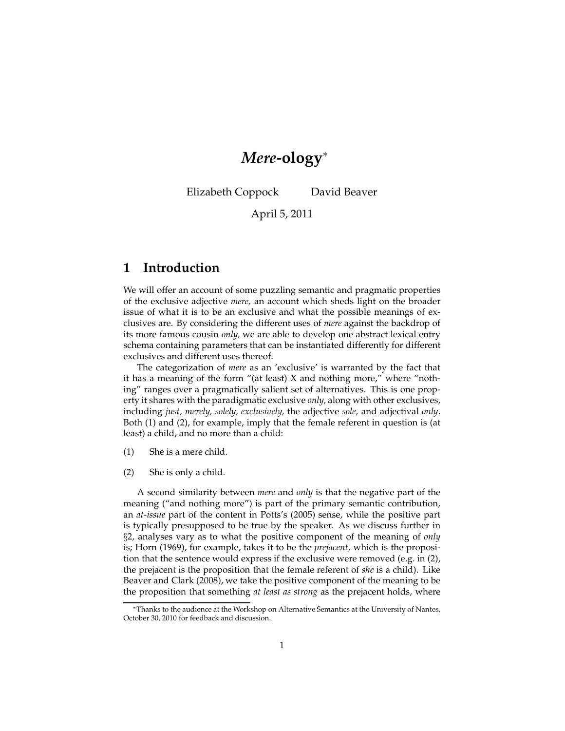# *Mere*-ology*

Elizabeth Coppock David Beaver

April 5, 2011

## 1 Introduction

We will offer an account of some puzzling semantic and pragmatic properties of the exclusive adjective *mere,* an account which sheds light on the broader issue of what it is to be an exclusive and what the possible meanings of exclusives are. By considering the different uses of *mere* against the backdrop of its more famous cousin *only,* we are able to develop one abstract lexical entry schema containing parameters that can be instantiated differently for different exclusives and different uses thereof.

The categorization of *mere* as an 'exclusive' is warranted by the fact that it has a meaning of the form "(at least) X and nothing more," where "nothing" ranges over a pragmatically salient set of alternatives. This is one property it shares with the paradigmatic exclusive *only,* along with other exclusives, including *just, merely, solely, exclusively,* the adjective *sole,* and adjectival *only*. Both (1) and (2), for example, imply that the female referent in question is (at least) a child, and no more than a child:

(1) She is a mere child.

(2) She is only a child.

A second similarity between *mere* and *only* is that the negative part of the meaning ("and nothing more") is part of the primary semantic contribution, an *at-issue* part of the content in Potts's (2005) sense, while the positive part is typically presupposed to be true by the speaker. As we discuss further in §2, analyses vary as to what the positive component of the meaning of *only* is; Horn (1969), for example, takes it to be the *prejacent,* which is the proposition that the sentence would express if the exclusive were removed (e.g. in (2), the prejacent is the proposition that the female referent of *she* is a child). Like Beaver and Clark (2008), we take the positive component of the meaning to be the proposition that something *at least as strong* as the prejacent holds, where

---

*Thanks to the audience at the Workshop on Alternative Semantics at the University of Nantes, October 30, 2010 for feedback and discussion.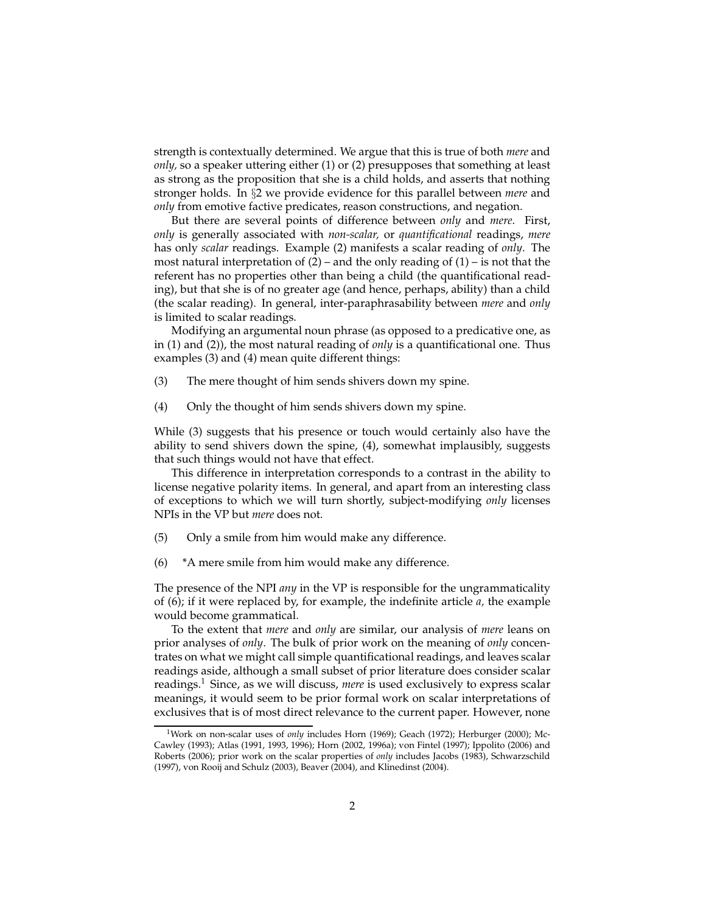strength is contextually determined. We argue that this is true of both *mere* and *only,* so a speaker uttering either (1) or (2) presupposes that something at least as strong as the proposition that she is a child holds, and asserts that nothing stronger holds. In §2 we provide evidence for this parallel between *mere* and *only* from emotive factive predicates, reason constructions, and negation.

But there are several points of difference between *only* and *mere*. First, *only* is generally associated with *non-scalar,* or *quantificational* readings, *mere* has only *scalar* readings. Example (2) manifests a scalar reading of *only*. The most natural interpretation of (2) – and the only reading of (1) – is not that the referent has no properties other than being a child (the quantificational reading), but that she is of no greater age (and hence, perhaps, ability) than a child (the scalar reading). In general, inter-paraphrasability between *mere* and *only* is limited to scalar readings.

Modifying an argumental noun phrase (as opposed to a predicative one, as in (1) and (2)), the most natural reading of *only* is a quantificational one. Thus examples (3) and (4) mean quite different things:

(3) The mere thought of him sends shivers down my spine.

(4) Only the thought of him sends shivers down my spine.

While (3) suggests that his presence or touch would certainly also have the ability to send shivers down the spine, (4), somewhat implausibly, suggests that such things would not have that effect.

This difference in interpretation corresponds to a contrast in the ability to license negative polarity items. In general, and apart from an interesting class of exceptions to which we will turn shortly, subject-modifying *only* licenses NPIs in the VP but *mere* does not.

(5) Only a smile from him would make any difference.

(6) *A mere smile from him would make any difference.

The presence of the NPI *any* in the VP is responsible for the ungrammaticality of (6); if it were replaced by, for example, the indefinite article *a,* the example would become grammatical.

To the extent that *mere* and *only* are similar, our analysis of *mere* leans on prior analyses of *only*. The bulk of prior work on the meaning of *only* concentrates on what we might call simple quantificational readings, and leaves scalar readings aside, although a small subset of prior literature does consider scalar readings.[1] Since, as we will discuss, *mere* is used exclusively to express scalar meanings, it would seem to be prior formal work on scalar interpretations of exclusives that is of most direct relevance to the current paper. However, none

[1] Work on non-scalar uses of *only* includes Horn (1969); Geach (1972); Herburger (2000); McCawley (1993); Atlas (1991, 1993, 1996); Horn (2002, 1996a); von Fintel (1997); Ippolito (2006) and Roberts (2006); prior work on the scalar properties of *only* includes Jacobs (1983), Schwarzschild (1997), von Rooij and Schulz (2003), Beaver (2004), and Klinedinst (2004).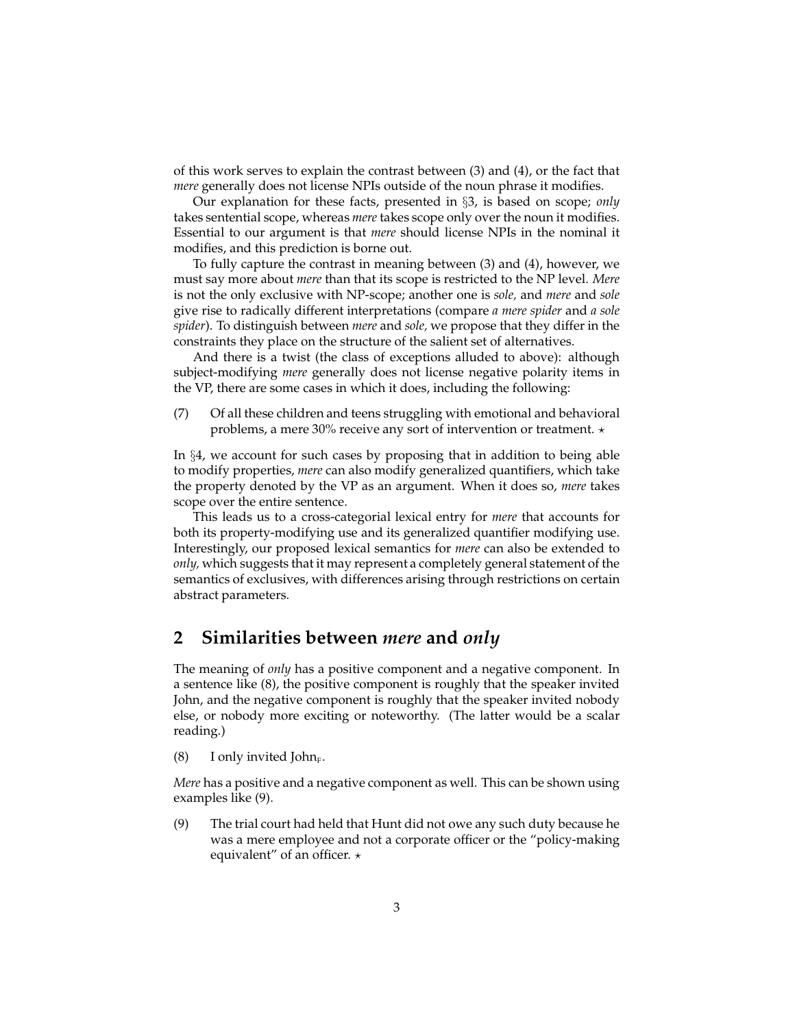of this work serves to explain the contrast between (3) and (4), or the fact that *mere* generally does not license NPIs outside of the noun phrase it modifies.

Our explanation for these facts, presented in §3, is based on scope; *only* takes sentential scope, whereas *mere* takes scope only over the noun it modifies. Essential to our argument is that *mere* should license NPIs in the nominal it modifies, and this prediction is borne out.

To fully capture the contrast in meaning between (3) and (4), however, we must say more about *mere* than that its scope is restricted to the NP level. *Mere* is not the only exclusive with NP-scope; another one is *sole,* and *mere* and *sole* give rise to radically different interpretations (compare *a mere spider* and *a sole spider*). To distinguish between *mere* and *sole,* we propose that they differ in the constraints they place on the structure of the salient set of alternatives.

And there is a twist (the class of exceptions alluded to above): although subject-modifying *mere* generally does not license negative polarity items in the VP, there are some cases in which it does, including the following:

(7) Of all these children and teens struggling with emotional and behavioral problems, a mere 30% receive any sort of intervention or treatment. ⋆

In §4, we account for such cases by proposing that in addition to being able to modify properties, *mere* can also modify generalized quantifiers, which take the property denoted by the VP as an argument. When it does so, *mere* takes scope over the entire sentence.

This leads us to a cross-categorial lexical entry for *mere* that accounts for both its property-modifying use and its generalized quantifier modifying use. Interestingly, our proposed lexical semantics for *mere* can also be extended to *only,* which suggests that it may represent a completely general statement of the semantics of exclusives, with differences arising through restrictions on certain abstract parameters.

## 2 Similarities between *mere* and *only*

The meaning of *only* has a positive component and a negative component. In a sentence like (8), the positive component is roughly that the speaker invited John, and the negative component is roughly that the speaker invited nobody else, or nobody more exciting or noteworthy. (The latter would be a scalar reading.)

(8) I only invited $\text{John}_F$.

*Mere* has a positive and a negative component as well. This can be shown using examples like (9).

(9) The trial court had held that Hunt did not owe any such duty because he was a mere employee and not a corporate officer or the "policy-making equivalent" of an officer. ⋆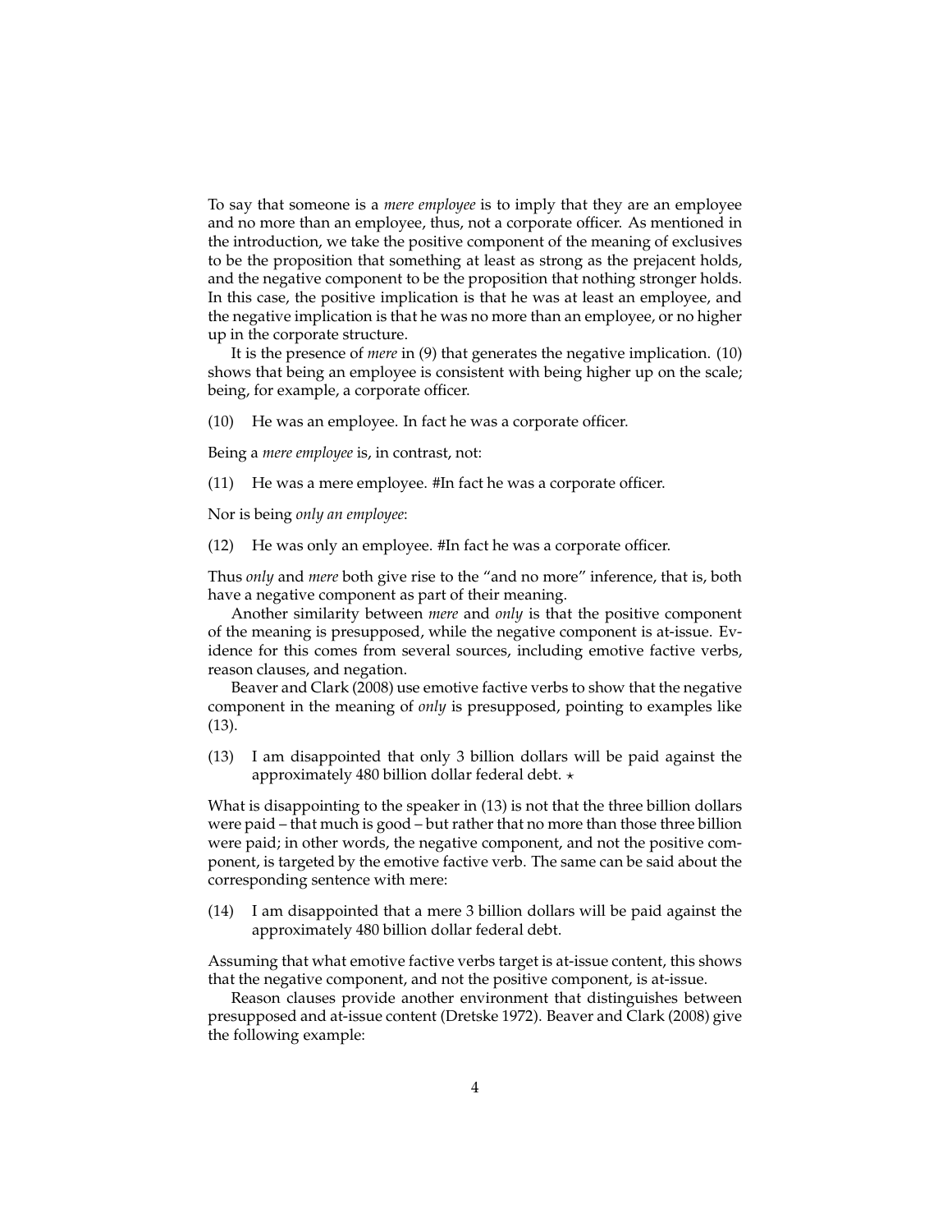To say that someone is a *mere employee* is to imply that they are an employee and no more than an employee, thus, not a corporate officer. As mentioned in the introduction, we take the positive component of the meaning of exclusives to be the proposition that something at least as strong as the prejacent holds, and the negative component to be the proposition that nothing stronger holds. In this case, the positive implication is that he was at least an employee, and the negative implication is that he was no more than an employee, or no higher up in the corporate structure.

It is the presence of *mere* in (9) that generates the negative implication. (10) shows that being an employee is consistent with being higher up on the scale; being, for example, a corporate officer.

(10) He was an employee. In fact he was a corporate officer.

Being a *mere employee* is, in contrast, not:

(11) He was a mere employee. #In fact he was a corporate officer.

Nor is being *only an employee*:

(12) He was only an employee. #In fact he was a corporate officer.

Thus *only* and *mere* both give rise to the "and no more" inference, that is, both have a negative component as part of their meaning.

Another similarity between *mere* and *only* is that the positive component of the meaning is presupposed, while the negative component is at-issue. Evidence for this comes from several sources, including emotive factive verbs, reason clauses, and negation.

Beaver and Clark (2008) use emotive factive verbs to show that the negative component in the meaning of *only* is presupposed, pointing to examples like (13).

(13) I am disappointed that only 3 billion dollars will be paid against the approximately 480 billion dollar federal debt. ⋆

What is disappointing to the speaker in (13) is not that the three billion dollars were paid – that much is good – but rather that no more than those three billion were paid; in other words, the negative component, and not the positive component, is targeted by the emotive factive verb. The same can be said about the corresponding sentence with mere:

(14) I am disappointed that a mere 3 billion dollars will be paid against the approximately 480 billion dollar federal debt.

Assuming that what emotive factive verbs target is at-issue content, this shows that the negative component, and not the positive component, is at-issue.

Reason clauses provide another environment that distinguishes between presupposed and at-issue content (Dretske 1972). Beaver and Clark (2008) give the following example: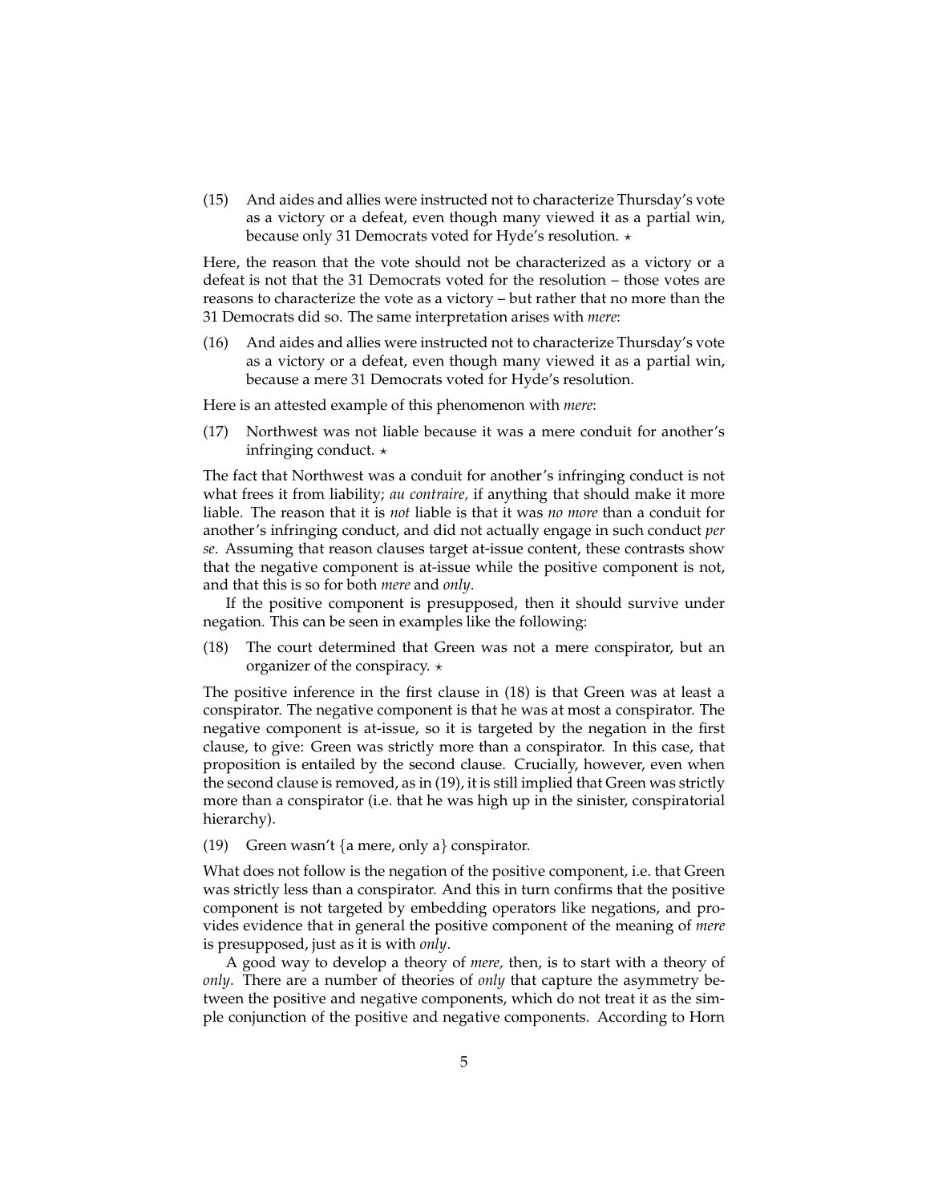(15) And aides and allies were instructed not to characterize Thursday's vote as a victory or a defeat, even though many viewed it as a partial win, because only 31 Democrats voted for Hyde's resolution. ⋆

Here, the reason that the vote should not be characterized as a victory or a defeat is not that the 31 Democrats voted for the resolution – those votes are reasons to characterize the vote as a victory – but rather that no more than the 31 Democrats did so. The same interpretation arises with *mere*:

(16) And aides and allies were instructed not to characterize Thursday's vote as a victory or a defeat, even though many viewed it as a partial win, because a mere 31 Democrats voted for Hyde's resolution.

Here is an attested example of this phenomenon with *mere*:

(17) Northwest was not liable because it was a mere conduit for another's infringing conduct. ⋆

The fact that Northwest was a conduit for another's infringing conduct is not what frees it from liability; *au contraire,* if anything that should make it more liable. The reason that it is *not* liable is that it was *no more* than a conduit for another's infringing conduct, and did not actually engage in such conduct *per se*. Assuming that reason clauses target at-issue content, these contrasts show that the negative component is at-issue while the positive component is not, and that this is so for both *mere* and *only*.

If the positive component is presupposed, then it should survive under negation. This can be seen in examples like the following:

(18) The court determined that Green was not a mere conspirator, but an organizer of the conspiracy. ⋆

The positive inference in the first clause in (18) is that Green was at least a conspirator. The negative component is that he was at most a conspirator. The negative component is at-issue, so it is targeted by the negation in the first clause, to give: Green was strictly more than a conspirator. In this case, that proposition is entailed by the second clause. Crucially, however, even when the second clause is removed, as in (19), it is still implied that Green was strictly more than a conspirator (i.e. that he was high up in the sinister, conspiratorial hierarchy).

(19) Green wasn't {a mere, only a} conspirator.

What does not follow is the negation of the positive component, i.e. that Green was strictly less than a conspirator. And this in turn confirms that the positive component is not targeted by embedding operators like negations, and provides evidence that in general the positive component of the meaning of *mere* is presupposed, just as it is with *only*.

A good way to develop a theory of *mere,* then, is to start with a theory of *only*. There are a number of theories of *only* that capture the asymmetry between the positive and negative components, which do not treat it as the simple conjunction of the positive and negative components. According to Horn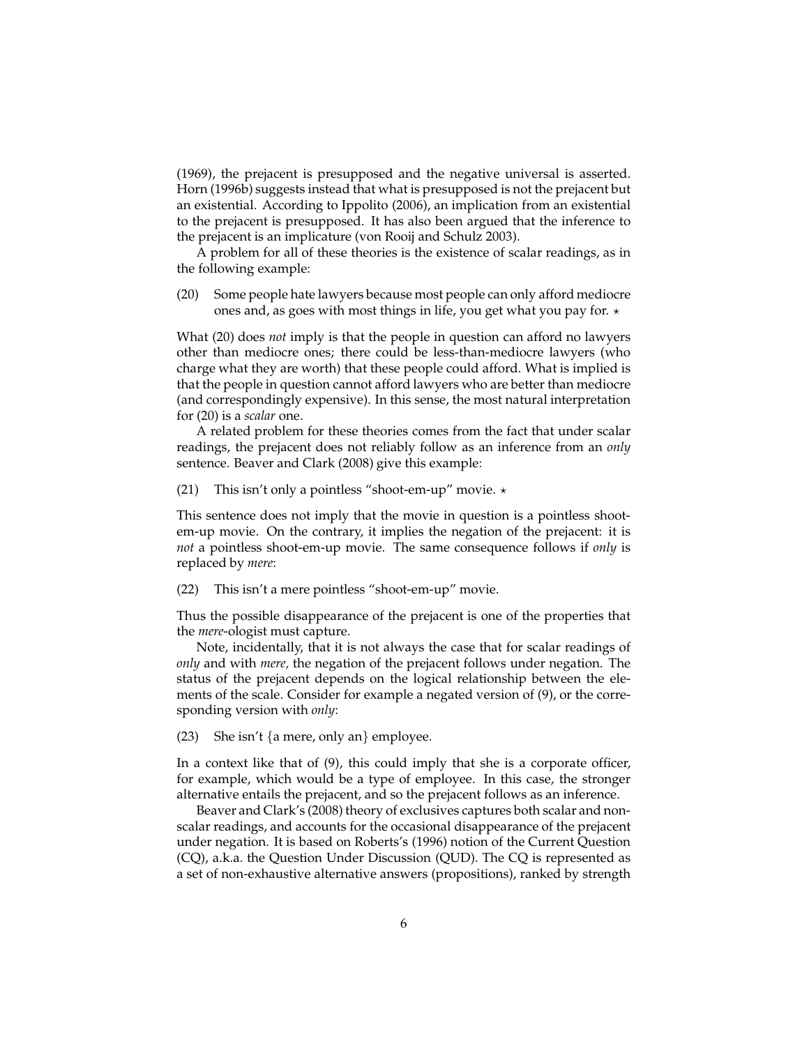(1969), the prejacent is presupposed and the negative universal is asserted. Horn (1996b) suggests instead that what is presupposed is not the prejacent but an existential. According to Ippolito (2006), an implication from an existential to the prejacent is presupposed. It has also been argued that the inference to the prejacent is an implicature (von Rooij and Schulz 2003).

A problem for all of these theories is the existence of scalar readings, as in the following example:

(20) Some people hate lawyers because most people can only afford mediocre ones and, as goes with most things in life, you get what you pay for. ⋆

What (20) does *not* imply is that the people in question can afford no lawyers other than mediocre ones; there could be less-than-mediocre lawyers (who charge what they are worth) that these people could afford. What is implied is that the people in question cannot afford lawyers who are better than mediocre (and correspondingly expensive). In this sense, the most natural interpretation for (20) is a *scalar* one.

A related problem for these theories comes from the fact that under scalar readings, the prejacent does not reliably follow as an inference from an *only* sentence. Beaver and Clark (2008) give this example:

(21) This isn't only a pointless "shoot-em-up" movie. ⋆

This sentence does not imply that the movie in question is a pointless shoot-em-up movie. On the contrary, it implies the negation of the prejacent: it is *not* a pointless shoot-em-up movie. The same consequence follows if *only* is replaced by *mere*:

(22) This isn't a mere pointless "shoot-em-up" movie.

Thus the possible disappearance of the prejacent is one of the properties that the *mere*-ologist must capture.

Note, incidentally, that it is not always the case that for scalar readings of *only* and with *mere,* the negation of the prejacent follows under negation. The status of the prejacent depends on the logical relationship between the elements of the scale. Consider for example a negated version of (9), or the corresponding version with *only*:

(23) She isn't {a mere, only an} employee.

In a context like that of (9), this could imply that she is a corporate officer, for example, which would be a type of employee. In this case, the stronger alternative entails the prejacent, and so the prejacent follows as an inference.

Beaver and Clark's (2008) theory of exclusives captures both scalar and non-scalar readings, and accounts for the occasional disappearance of the prejacent under negation. It is based on Roberts's (1996) notion of the Current Question (CQ), a.k.a. the Question Under Discussion (QUD). The CQ is represented as a set of non-exhaustive alternative answers (propositions), ranked by strength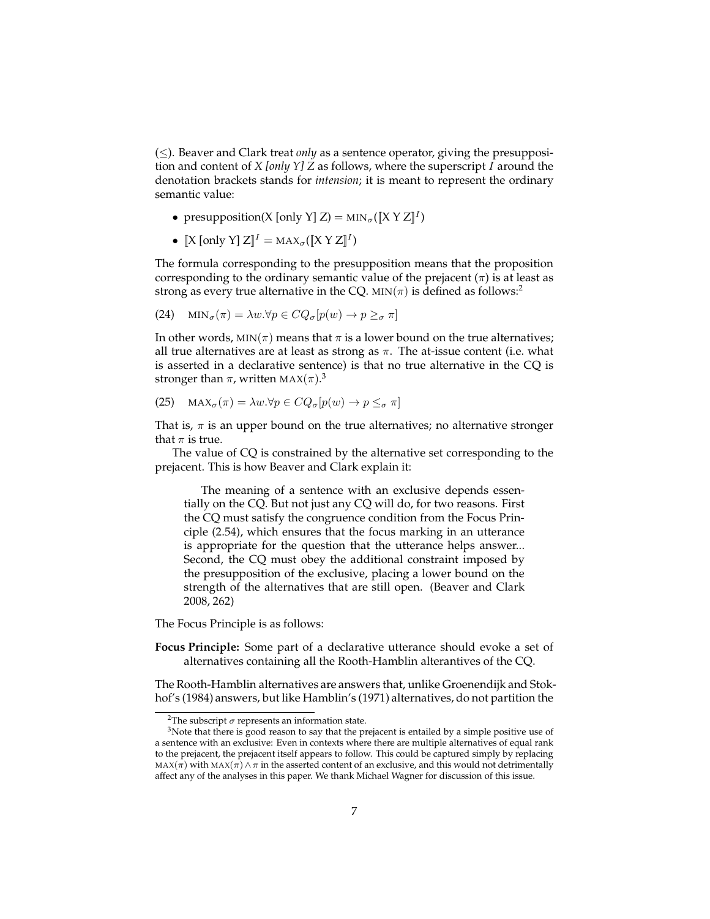($\leq$). Beaver and Clark treat *only* as a sentence operator, giving the presupposition and content of *X [only Y] Z* as follows, where the superscript $I$ around the denotation brackets stands for *intension*; it is meant to represent the ordinary semantic value:

- presupposition(X [only Y] Z) = $\text{MIN}_\sigma(\llbracket \text{X Y Z} \rrbracket^I)$
- $\llbracket \text{X [only Y] Z} \rrbracket^I = \text{MAX}_\sigma(\llbracket \text{X Y Z} \rrbracket^I)$

The formula corresponding to the presupposition means that the proposition corresponding to the ordinary semantic value of the prejacent ($\pi$) is at least as strong as every true alternative in the CQ. $\text{MIN}(\pi)$ is defined as follows:[2]

(24) $\text{MIN}_\sigma(\pi) = \lambda w.\forall p \in CQ_\sigma[p(w) \rightarrow p \geq_\sigma \pi]$

In other words, $\text{MIN}(\pi)$ means that $\pi$ is a lower bound on the true alternatives; all true alternatives are at least as strong as $\pi$. The at-issue content (i.e. what is asserted in a declarative sentence) is that no true alternative in the CQ is stronger than $\pi$, written $\text{MAX}(\pi)$.[3]

(25) $\text{MAX}_\sigma(\pi) = \lambda w.\forall p \in CQ_\sigma[p(w) \rightarrow p \leq_\sigma \pi]$

That is, $\pi$ is an upper bound on the true alternatives; no alternative stronger that $\pi$ is true.

The value of CQ is constrained by the alternative set corresponding to the prejacent. This is how Beaver and Clark explain it:

> The meaning of a sentence with an exclusive depends essentially on the CQ. But not just any CQ will do, for two reasons. First the CQ must satisfy the congruence condition from the Focus Principle (2.54), which ensures that the focus marking in an utterance is appropriate for the question that the utterance helps answer... Second, the CQ must obey the additional constraint imposed by the presupposition of the exclusive, placing a lower bound on the strength of the alternatives that are still open. (Beaver and Clark 2008, 262)

The Focus Principle is as follows:

**Focus Principle:** Some part of a declarative utterance should evoke a set of alternatives containing all the Rooth-Hamblin alterantives of the CQ.

The Rooth-Hamblin alternatives are answers that, unlike Groenendijk and Stokhof's (1984) answers, but like Hamblin's (1971) alternatives, do not partition the

---

[2] The subscript $\sigma$ represents an information state.

[3] Note that there is good reason to say that the prejacent is entailed by a simple positive use of a sentence with an exclusive: Even in contexts where there are multiple alternatives of equal rank to the prejacent, the prejacent itself appears to follow. This could be captured simply by replacing $\text{MAX}(\pi)$ with $\text{MAX}(\pi) \wedge \pi$ in the asserted content of an exclusive, and this would not detrimentally affect any of the analyses in this paper. We thank Michael Wagner for discussion of this issue.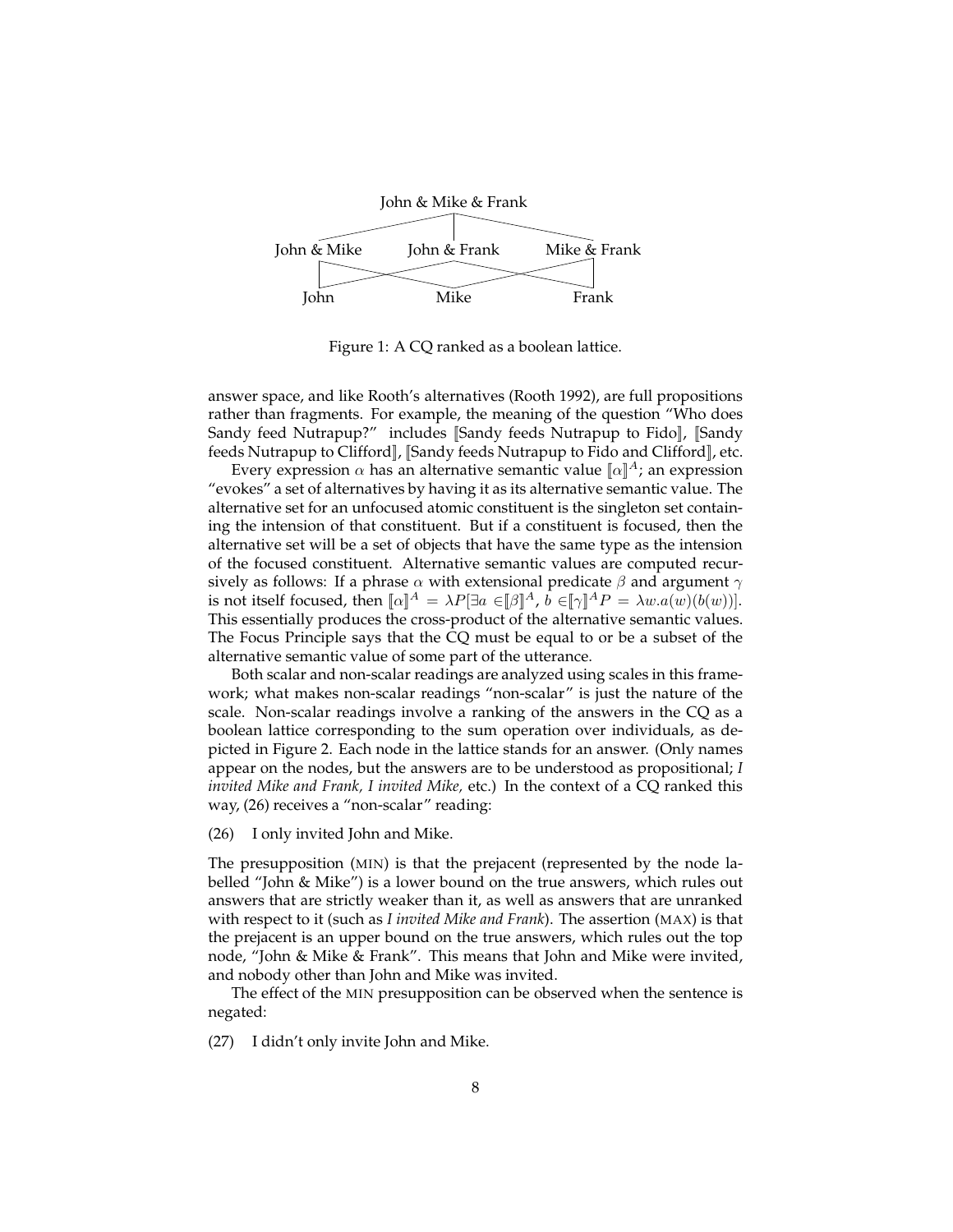John & Mike & Frank

John & Mike     John & Frank     Mike & Frank

John     Mike     Frank

Figure 1: A CQ ranked as a boolean lattice.

answer space, and like Rooth's alternatives (Rooth 1992), are full propositions rather than fragments. For example, the meaning of the question "Who does Sandy feed Nutrapup?" includes ⟦Sandy feeds Nutrapup to Fido⟧, ⟦Sandy feeds Nutrapup to Clifford⟧, ⟦Sandy feeds Nutrapup to Fido and Clifford⟧, etc.

Every expression $\alpha$ has an alternative semantic value $[\![\alpha]\!]^A$; an expression "evokes" a set of alternatives by having it as its alternative semantic value. The alternative set for an unfocused atomic constituent is the singleton set containing the intension of that constituent. But if a constituent is focused, then the alternative set will be a set of objects that have the same type as the intension of the focused constituent. Alternative semantic values are computed recursively as follows: If a phrase $\alpha$ with extensional predicate $\beta$ and argument $\gamma$ is not itself focused, then $[\![\alpha]\!]^A = \lambda P[\exists a \in [\![\beta]\!]^A, b \in [\![\gamma]\!]^A P = \lambda w.a(w)(b(w))]$. This essentially produces the cross-product of the alternative semantic values. The Focus Principle says that the CQ must be equal to or be a subset of the alternative semantic value of some part of the utterance.

Both scalar and non-scalar readings are analyzed using scales in this framework; what makes non-scalar readings "non-scalar" is just the nature of the scale. Non-scalar readings involve a ranking of the answers in the CQ as a boolean lattice corresponding to the sum operation over individuals, as depicted in Figure 2. Each node in the lattice stands for an answer. (Only names appear on the nodes, but the answers are to be understood as propositional; *I invited Mike and Frank, I invited Mike,* etc.) In the context of a CQ ranked this way, (26) receives a "non-scalar" reading:

(26) I only invited John and Mike.

The presupposition (MIN) is that the prejacent (represented by the node labelled "John & Mike") is a lower bound on the true answers, which rules out answers that are strictly weaker than it, as well as answers that are unranked with respect to it (such as *I invited Mike and Frank*). The assertion (MAX) is that the prejacent is an upper bound on the true answers, which rules out the top node, "John & Mike & Frank". This means that John and Mike were invited, and nobody other than John and Mike was invited.

The effect of the MIN presupposition can be observed when the sentence is negated:

(27) I didn't only invite John and Mike.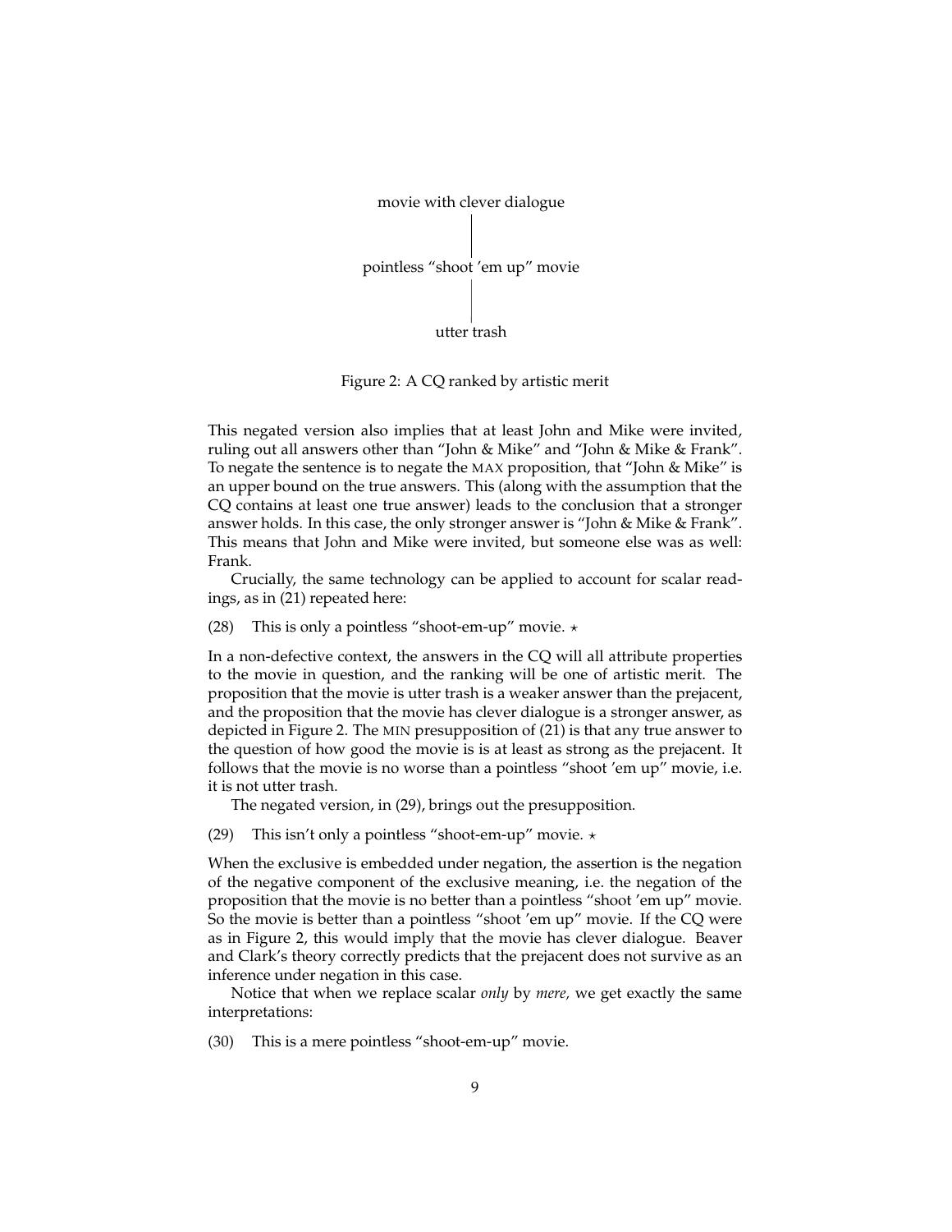movie with clever dialogue

|

pointless "shoot 'em up" movie

|

utter trash

Figure 2: A CQ ranked by artistic merit

This negated version also implies that at least John and Mike were invited, ruling out all answers other than "John & Mike" and "John & Mike & Frank". To negate the sentence is to negate the MAX proposition, that "John & Mike" is an upper bound on the true answers. This (along with the assumption that the CQ contains at least one true answer) leads to the conclusion that a stronger answer holds. In this case, the only stronger answer is "John & Mike & Frank". This means that John and Mike were invited, but someone else was as well: Frank.

Crucially, the same technology can be applied to account for scalar readings, as in (21) repeated here:

(28) This is only a pointless "shoot-em-up" movie. ⋆

In a non-defective context, the answers in the CQ will all attribute properties to the movie in question, and the ranking will be one of artistic merit. The proposition that the movie is utter trash is a weaker answer than the prejacent, and the proposition that the movie has clever dialogue is a stronger answer, as depicted in Figure 2. The MIN presupposition of (21) is that any true answer to the question of how good the movie is is at least as strong as the prejacent. It follows that the movie is no worse than a pointless "shoot 'em up" movie, i.e. it is not utter trash.

The negated version, in (29), brings out the presupposition.

(29) This isn't only a pointless "shoot-em-up" movie. ⋆

When the exclusive is embedded under negation, the assertion is the negation of the negative component of the exclusive meaning, i.e. the negation of the proposition that the movie is no better than a pointless "shoot 'em up" movie. So the movie is better than a pointless "shoot 'em up" movie. If the CQ were as in Figure 2, this would imply that the movie has clever dialogue. Beaver and Clark's theory correctly predicts that the prejacent does not survive as an inference under negation in this case.

Notice that when we replace scalar *only* by *mere,* we get exactly the same interpretations:

(30) This is a mere pointless "shoot-em-up" movie.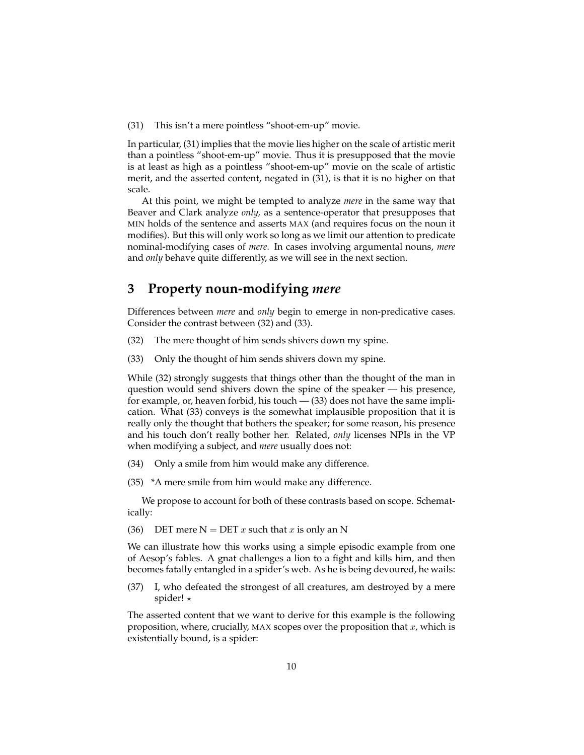(31) This isn't a mere pointless "shoot-em-up" movie.

In particular, (31) implies that the movie lies higher on the scale of artistic merit than a pointless "shoot-em-up" movie. Thus it is presupposed that the movie is at least as high as a pointless "shoot-em-up" movie on the scale of artistic merit, and the asserted content, negated in (31), is that it is no higher on that scale.

At this point, we might be tempted to analyze *mere* in the same way that Beaver and Clark analyze *only,* as a sentence-operator that presupposes that MIN holds of the sentence and asserts MAX (and requires focus on the noun it modifies). But this will only work so long as we limit our attention to predicate nominal-modifying cases of *mere*. In cases involving argumental nouns, *mere* and *only* behave quite differently, as we will see in the next section.

## 3 Property noun-modifying *mere*

Differences between *mere* and *only* begin to emerge in non-predicative cases. Consider the contrast between (32) and (33).

(32) The mere thought of him sends shivers down my spine.

(33) Only the thought of him sends shivers down my spine.

While (32) strongly suggests that things other than the thought of the man in question would send shivers down the spine of the speaker — his presence, for example, or, heaven forbid, his touch — (33) does not have the same implication. What (33) conveys is the somewhat implausible proposition that it is really only the thought that bothers the speaker; for some reason, his presence and his touch don't really bother her. Related, *only* licenses NPIs in the VP when modifying a subject, and *mere* usually does not:

(34) Only a smile from him would make any difference.

(35) *A mere smile from him would make any difference.

We propose to account for both of these contrasts based on scope. Schematically:

(36) DET mere N = DET $x$ such that $x$ is only an N

We can illustrate how this works using a simple episodic example from one of Aesop's fables. A gnat challenges a lion to a fight and kills him, and then becomes fatally entangled in a spider's web. As he is being devoured, he wails:

(37) I, who defeated the strongest of all creatures, am destroyed by a mere spider! $\star$

The asserted content that we want to derive for this example is the following proposition, where, crucially, MAX scopes over the proposition that $x$, which is existentially bound, is a spider: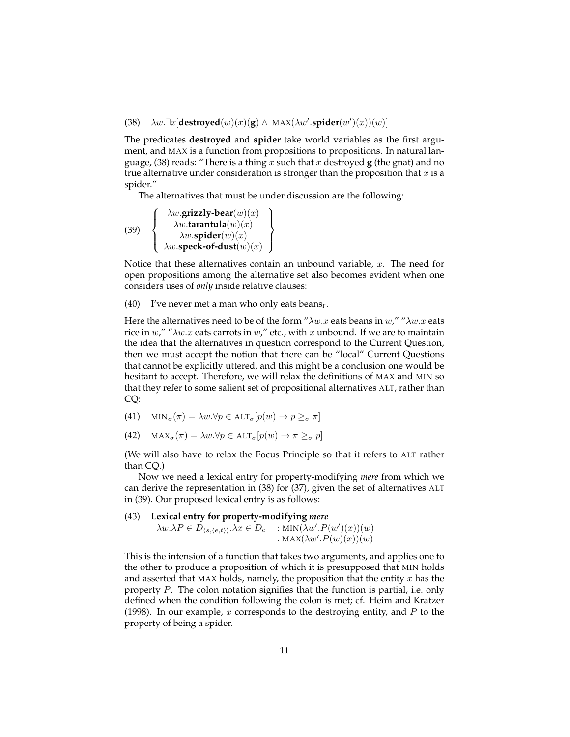(38) $\lambda w.\exists x[\textbf{destroyed}(w)(x)(\textbf{g}) \wedge \textsc{max}(\lambda w'.\textbf{spider}(w')(x))(w)]$

The predicates **destroyed** and **spider** take world variables as the first argument, and MAX is a function from propositions to propositions. In natural language, (38) reads: "There is a thing $x$ such that $x$ destroyed **g** (the gnat) and no true alternative under consideration is stronger than the proposition that $x$ is a spider."

The alternatives that must be under discussion are the following:

(39)
$$\left\{ \begin{array}{c} \lambda w.\textbf{grizzly-bear}(w)(x) \\ \lambda w.\textbf{tarantula}(w)(x) \\ \lambda w.\textbf{spider}(w)(x) \\ \lambda w.\textbf{speck-of-dust}(w)(x) \end{array} \right\}$$

Notice that these alternatives contain an unbound variable, $x$. The need for open propositions among the alternative set also becomes evident when one considers uses of *only* inside relative clauses:

(40) I've never met a man who only eats beans$_F$.

Here the alternatives need to be of the form "$\lambda w.x$ eats beans in $w$," "$\lambda w.x$ eats rice in $w$," "$\lambda w.x$ eats carrots in $w$," etc., with $x$ unbound. If we are to maintain the idea that the alternatives in question correspond to the Current Question, then we must accept the notion that there can be "local" Current Questions that cannot be explicitly uttered, and this might be a conclusion one would be hesitant to accept. Therefore, we will relax the definitions of MAX and MIN so that they refer to some salient set of propositional alternatives ALT, rather than CQ:

(41) $\textsc{min}_\sigma(\pi) = \lambda w.\forall p \in \textsc{alt}_\sigma[p(w) \rightarrow p \geq_\sigma \pi]$

(42) $\textsc{max}_\sigma(\pi) = \lambda w.\forall p \in \textsc{alt}_\sigma[p(w) \rightarrow \pi \geq_\sigma p]$

(We will also have to relax the Focus Principle so that it refers to ALT rather than CQ.)

Now we need a lexical entry for property-modifying *mere* from which we can derive the representation in (38) for (37), given the set of alternatives ALT in (39). Our proposed lexical entry is as follows:

(43) **Lexical entry for property-modifying *mere***

$$\lambda w.\lambda P \in D_{\langle s,\langle e,t\rangle\rangle}.\lambda x \in D_e \quad : \textsc{min}(\lambda w'.P(w')(x))(w)$$
$$. \textsc{max}(\lambda w'.P(w)(x))(w)$$

This is the intension of a function that takes two arguments, and applies one to the other to produce a proposition of which it is presupposed that MIN holds and asserted that MAX holds, namely, the proposition that the entity $x$ has the property $P$. The colon notation signifies that the function is partial, i.e. only defined when the condition following the colon is met; cf. Heim and Kratzer (1998). In our example, $x$ corresponds to the destroying entity, and $P$ to the property of being a spider.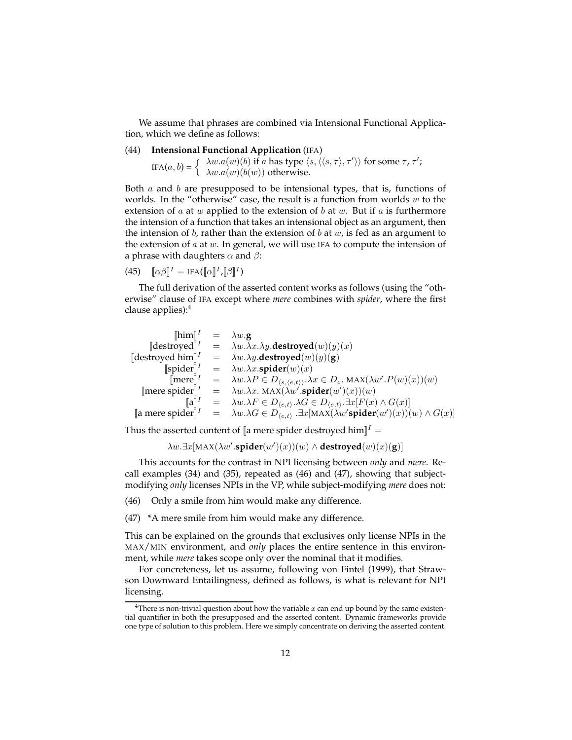We assume that phrases are combined via Intensional Functional Application, which we define as follows:

(44) **Intensional Functional Application** (IFA)

$$\text{IFA}(a, b) = \begin{cases} \lambda w.a(w)(b) \text{ if } a \text{ has type } \langle s, \langle\langle s, \tau\rangle, \tau'\rangle\rangle \text{ for some } \tau, \tau'; \\ \lambda w.a(w)(b(w)) \text{ otherwise.} \end{cases}$$

Both $a$ and $b$ are presupposed to be intensional types, that is, functions of worlds. In the "otherwise" case, the result is a function from worlds $w$ to the extension of $a$ at $w$ applied to the extension of $b$ at $w$. But if $a$ is furthermore the intension of a function that takes an intensional object as an argument, then the intension of $b$, rather than the extension of $b$ at $w$, is fed as an argument to the extension of $a$ at $w$. In general, we will use IFA to compute the intension of a phrase with daughters $\alpha$ and $\beta$:

(45) $[\![\alpha\beta]\!]^I = \text{IFA}([\![\alpha]\!]^I, [\![\beta]\!]^I)$

The full derivation of the asserted content works as follows (using the "otherwise" clause of IFA except where *mere* combines with *spider*, where the first clause applies):[4]

$$\begin{array}{rcl}
[\![\text{him}]\!]^I & = & \lambda w.\mathbf{g} \\
[\![\text{destroyed}]\!]^I & = & \lambda w.\lambda x.\lambda y.\mathbf{destroyed}(w)(y)(x) \\
[\![\text{destroyed him}]\!]^I & = & \lambda w.\lambda y.\mathbf{destroyed}(w)(y)(\mathbf{g}) \\
[\![\text{spider}]\!]^I & = & \lambda w.\lambda x.\mathbf{spider}(w)(x) \\
[\![\text{mere}]\!]^I & = & \lambda w.\lambda P \in D_{\langle s,\langle e,t\rangle\rangle}.\lambda x \in D_e.\ \text{MAX}(\lambda w'.P(w)(x))(w) \\
[\![\text{mere spider}]\!]^I & = & \lambda w.\lambda x.\ \text{MAX}(\lambda w'.\mathbf{spider}(w')(x))(w) \\
[\![\text{a}]\!]^I & = & \lambda w.\lambda F \in D_{\langle e,t\rangle}.\lambda G \in D_{\langle e,t\rangle}.\exists x[F(x) \wedge G(x)] \\
[\![\text{a mere spider}]\!]^I & = & \lambda w.\lambda G \in D_{\langle e,t\rangle}.\exists x[\text{MAX}(\lambda w'\mathbf{spider}(w')(x))(w) \wedge G(x)]
\end{array}$$

Thus the asserted content of $[\![\text{a mere spider destroyed him}]\!]^I =$

$$\lambda w.\exists x[\text{MAX}(\lambda w'.\mathbf{spider}(w')(x))(w) \wedge \mathbf{destroyed}(w)(x)(\mathbf{g})]$$

This accounts for the contrast in NPI licensing between *only* and *mere*. Recall examples (34) and (35), repeated as (46) and (47), showing that subject-modifying *only* licenses NPIs in the VP, while subject-modifying *mere* does not:

(46) Only a smile from him would make any difference.

(47) *A mere smile from him would make any difference.

This can be explained on the grounds that exclusives only license NPIs in the MAX/MIN environment, and *only* places the entire sentence in this environment, while *mere* takes scope only over the nominal that it modifies.

For concreteness, let us assume, following von Fintel (1999), that Strawson Downward Entailingness, defined as follows, is what is relevant for NPI licensing.

[4] There is non-trivial question about how the variable $x$ can end up bound by the same existential quantifier in both the presupposed and the asserted content. Dynamic frameworks provide one type of solution to this problem. Here we simply concentrate on deriving the asserted content.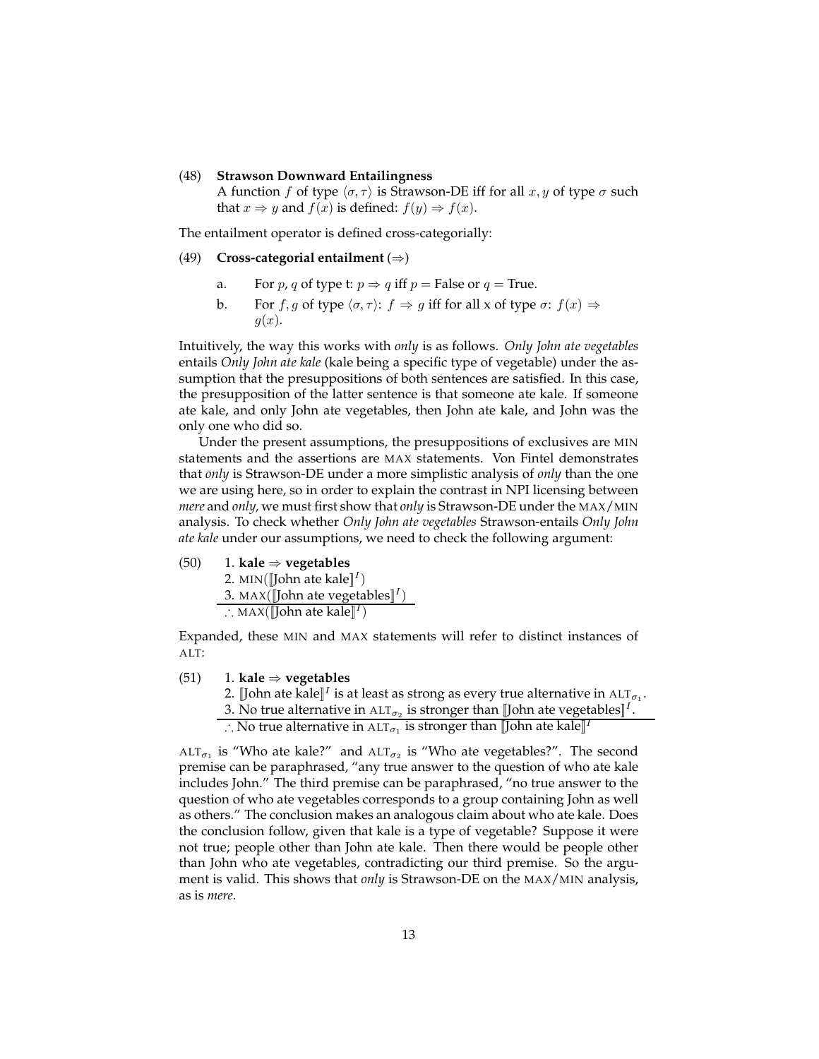(48) **Strawson Downward Entailingness**
A function $f$ of type $\langle \sigma, \tau \rangle$ is Strawson-DE iff for all $x, y$ of type $\sigma$ such that $x \Rightarrow y$ and $f(x)$ is defined: $f(y) \Rightarrow f(x)$.

The entailment operator is defined cross-categorially:

(49) **Cross-categorial entailment** ($\Rightarrow$)

a. For $p, q$ of type t: $p \Rightarrow q$ iff $p =$ False or $q =$ True.

b. For $f, g$ of type $\langle \sigma, \tau \rangle$: $f \Rightarrow g$ iff for all x of type $\sigma$: $f(x) \Rightarrow g(x)$.

Intuitively, the way this works with *only* is as follows. *Only John ate vegetables* entails *Only John ate kale* (kale being a specific type of vegetable) under the assumption that the presuppositions of both sentences are satisfied. In this case, the presupposition of the latter sentence is that someone ate kale. If someone ate kale, and only John ate vegetables, then John ate kale, and John was the only one who did so.

Under the present assumptions, the presuppositions of exclusives are MIN statements and the assertions are MAX statements. Von Fintel demonstrates that *only* is Strawson-DE under a more simplistic analysis of *only* than the one we are using here, so in order to explain the contrast in NPI licensing between *mere* and *only,* we must first show that *only* is Strawson-DE under the MAX/MIN analysis. To check whether *Only John ate vegetables* Strawson-entails *Only John ate kale* under our assumptions, we need to check the following argument:

(50) 1. **kale** $\Rightarrow$ **vegetables**
2. MIN($[\![$John ate kale$]\!]^I$)
3. MAX($[\![$John ate vegetables$]\!]^I$)
$\therefore$ MAX($[\![$John ate kale$]\!]^I$)

Expanded, these MIN and MAX statements will refer to distinct instances of ALT:

(51) 1. **kale** $\Rightarrow$ **vegetables**
2. $[\![$John ate kale$]\!]^I$ is at least as strong as every true alternative in $\text{ALT}_{\sigma_1}$.
3. No true alternative in $\text{ALT}_{\sigma_2}$ is stronger than $[\![$John ate vegetables$]\!]^I$.
$\therefore$ No true alternative in $\text{ALT}_{\sigma_1}$ is stronger than $[\![$John ate kale$]\!]^I$

$\text{ALT}_{\sigma_1}$ is "Who ate kale?" and $\text{ALT}_{\sigma_2}$ is "Who ate vegetables?". The second premise can be paraphrased, "any true answer to the question of who ate kale includes John." The third premise can be paraphrased, "no true answer to the question of who ate vegetables corresponds to a group containing John as well as others." The conclusion makes an analogous claim about who ate kale. Does the conclusion follow, given that kale is a type of vegetable? Suppose it were not true; people other than John ate kale. Then there would be people other than John who ate vegetables, contradicting our third premise. So the argument is valid. This shows that *only* is Strawson-DE on the MAX/MIN analysis, as is *mere.*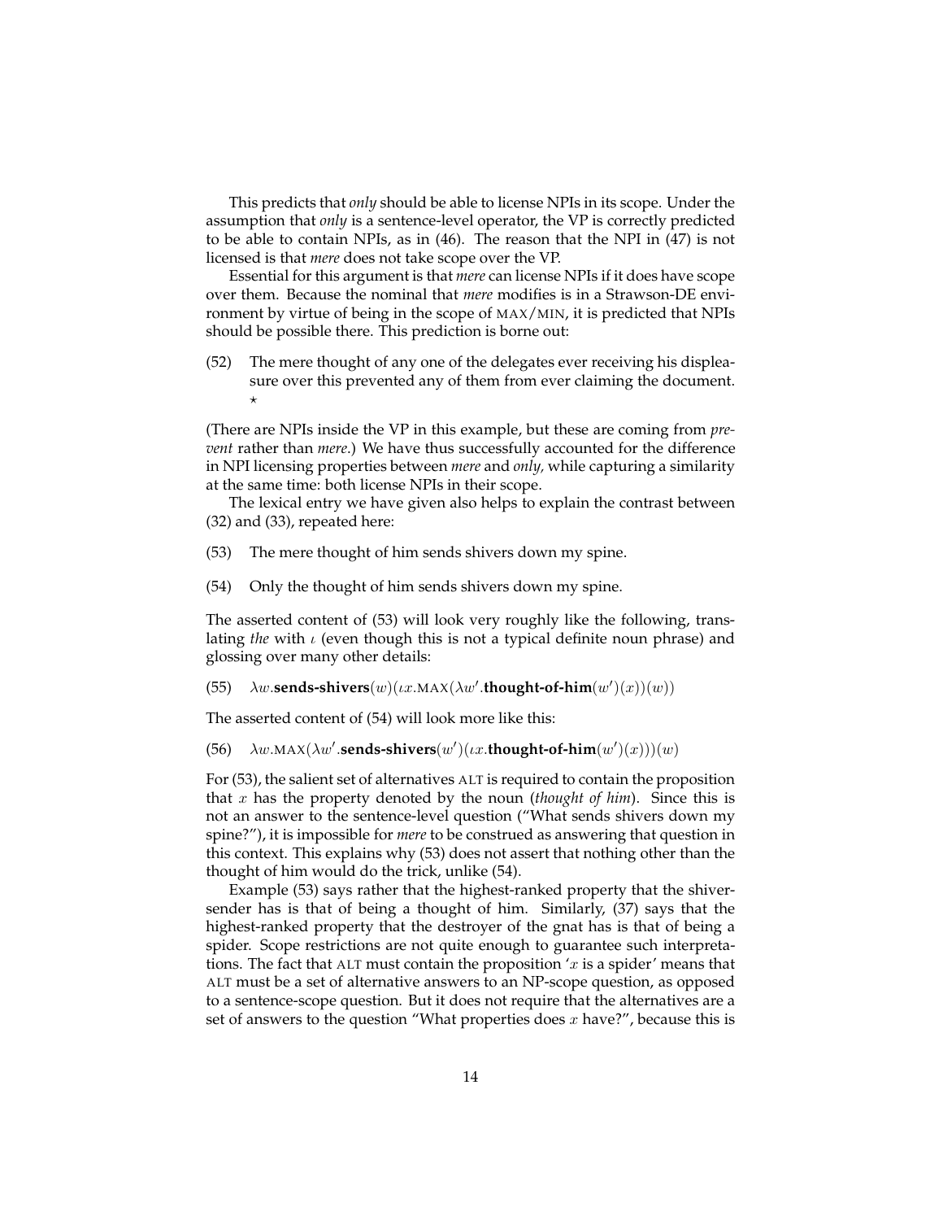This predicts that *only* should be able to license NPIs in its scope. Under the assumption that *only* is a sentence-level operator, the VP is correctly predicted to be able to contain NPIs, as in (46). The reason that the NPI in (47) is not licensed is that *mere* does not take scope over the VP.

Essential for this argument is that *mere* can license NPIs if it does have scope over them. Because the nominal that *mere* modifies is in a Strawson-DE environment by virtue of being in the scope of MAX/MIN, it is predicted that NPIs should be possible there. This prediction is borne out:

(52) The mere thought of any one of the delegates ever receiving his displeasure over this prevented any of them from ever claiming the document. ⋆

(There are NPIs inside the VP in this example, but these are coming from *prevent* rather than *mere*.) We have thus successfully accounted for the difference in NPI licensing properties between *mere* and *only,* while capturing a similarity at the same time: both license NPIs in their scope.

The lexical entry we have given also helps to explain the contrast between (32) and (33), repeated here:

(53) The mere thought of him sends shivers down my spine.

(54) Only the thought of him sends shivers down my spine.

The asserted content of (53) will look very roughly like the following, translating *the* with $\iota$ (even though this is not a typical definite noun phrase) and glossing over many other details:

(55) $\lambda w.\textbf{sends-shivers}(w)(\iota x.\text{MAX}(\lambda w'.\textbf{thought-of-him}(w')(x))(w))$

The asserted content of (54) will look more like this:

(56) $\lambda w.\text{MAX}(\lambda w'.\textbf{sends-shivers}(w')(\iota x.\textbf{thought-of-him}(w')(x)))(w)$

For (53), the salient set of alternatives ALT is required to contain the proposition that $x$ has the property denoted by the noun (*thought of him*). Since this is not an answer to the sentence-level question ("What sends shivers down my spine?"), it is impossible for *mere* to be construed as answering that question in this context. This explains why (53) does not assert that nothing other than the thought of him would do the trick, unlike (54).

Example (53) says rather that the highest-ranked property that the shiver-sender has is that of being a thought of him. Similarly, (37) says that the highest-ranked property that the destroyer of the gnat has is that of being a spider. Scope restrictions are not quite enough to guarantee such interpretations. The fact that ALT must contain the proposition '$x$ is a spider' means that ALT must be a set of alternative answers to an NP-scope question, as opposed to a sentence-scope question. But it does not require that the alternatives are a set of answers to the question "What properties does $x$ have?", because this is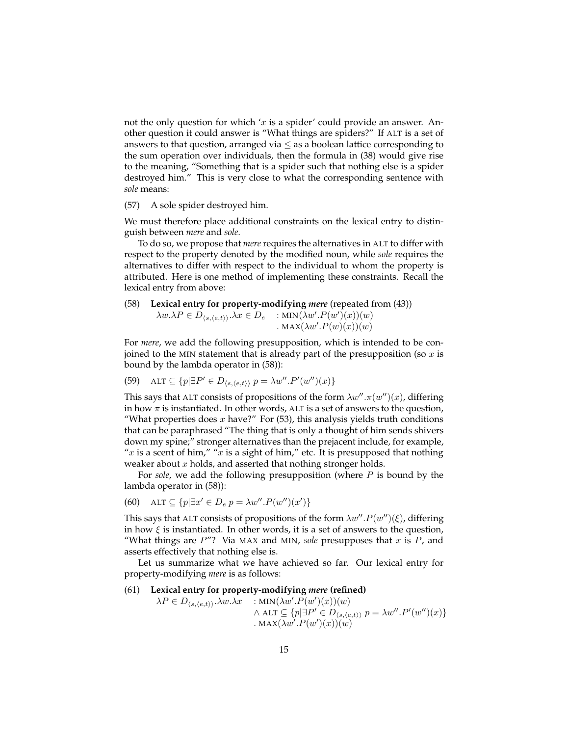not the only question for which '$x$ is a spider' could provide an answer. Another question it could answer is "What things are spiders?" If ALT is a set of answers to that question, arranged via $\leq$ as a boolean lattice corresponding to the sum operation over individuals, then the formula in (38) would give rise to the meaning, "Something that is a spider such that nothing else is a spider destroyed him." This is very close to what the corresponding sentence with *sole* means:

(57) A sole spider destroyed him.

We must therefore place additional constraints on the lexical entry to distinguish between *mere* and *sole*.

To do so, we propose that *mere* requires the alternatives in ALT to differ with respect to the property denoted by the modified noun, while *sole* requires the alternatives to differ with respect to the individual to whom the property is attributed. Here is one method of implementing these constraints. Recall the lexical entry from above:

(58) **Lexical entry for property-modifying *mere*** (repeated from (43))

$$\lambda w.\lambda P \in D_{\langle s,\langle e,t\rangle\rangle}.\lambda x \in D_e \quad : \text{MIN}(\lambda w'.P(w')(x))(w) \quad . \text{MAX}(\lambda w'.P(w)(x))(w)$$

For *mere*, we add the following presupposition, which is intended to be conjoined to the MIN statement that is already part of the presupposition (so $x$ is bound by the lambda operator in (58)):

(59) $\text{ALT} \subseteq \{p | \exists P' \in D_{\langle s,\langle e,t\rangle\rangle}\ p = \lambda w''.P'(w'')(x)\}$

This says that ALT consists of propositions of the form $\lambda w''.\pi(w'')(x)$, differing in how $\pi$ is instantiated. In other words, ALT is a set of answers to the question, "What properties does $x$ have?" For (53), this analysis yields truth conditions that can be paraphrased "The thing that is only a thought of him sends shivers down my spine;" stronger alternatives than the prejacent include, for example, "$x$ is a scent of him," "$x$ is a sight of him," etc. It is presupposed that nothing weaker about $x$ holds, and asserted that nothing stronger holds.

For *sole*, we add the following presupposition (where $P$ is bound by the lambda operator in (58)):

(60) $\text{ALT} \subseteq \{p | \exists x' \in D_e\ p = \lambda w''.P(w'')(x')\}$

This says that ALT consists of propositions of the form $\lambda w''.P(w'')(\xi)$, differing in how $\xi$ is instantiated. In other words, it is a set of answers to the question, "What things are $P$"? Via MAX and MIN, *sole* presupposes that $x$ is $P$, and asserts effectively that nothing else is.

Let us summarize what we have achieved so far. Our lexical entry for property-modifying *mere* is as follows:

(61) **Lexical entry for property-modifying *mere* (refined)**

$$\begin{aligned} \lambda P \in D_{\langle s,\langle e,t\rangle\rangle}.\lambda w.\lambda x \quad & : \text{MIN}(\lambda w'.P(w')(x))(w) \\ & \wedge \text{ALT} \subseteq \{p | \exists P' \in D_{\langle s,\langle e,t\rangle\rangle}\ p = \lambda w''.P'(w'')(x)\} \\ & . \text{MAX}(\lambda w'.P(w')(x))(w) \end{aligned}$$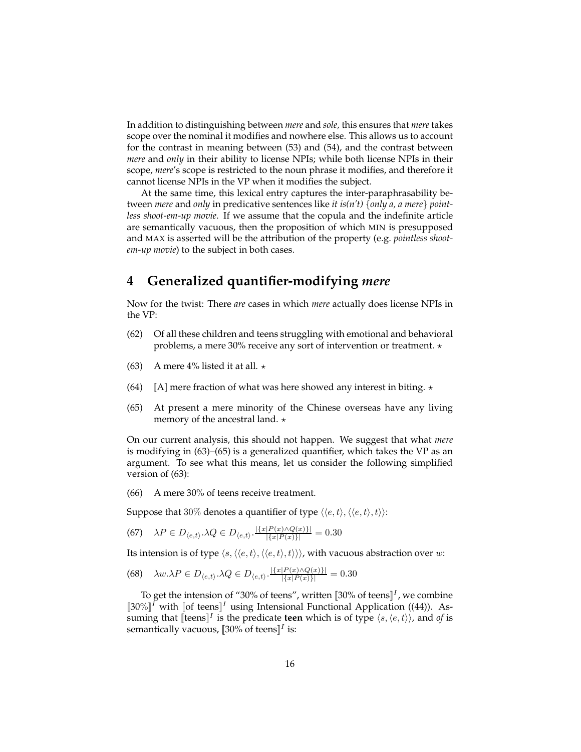In addition to distinguishing between *mere* and *sole,* this ensures that *mere* takes scope over the nominal it modifies and nowhere else. This allows us to account for the contrast in meaning between (53) and (54), and the contrast between *mere* and *only* in their ability to license NPIs; while both license NPIs in their scope, *mere*'s scope is restricted to the noun phrase it modifies, and therefore it cannot license NPIs in the VP when it modifies the subject.

At the same time, this lexical entry captures the inter-paraphrasability between *mere* and *only* in predicative sentences like *it is(n't) {only a, a mere} pointless shoot-em-up movie*. If we assume that the copula and the indefinite article are semantically vacuous, then the proposition of which MIN is presupposed and MAX is asserted will be the attribution of the property (e.g. *pointless shoot-em-up movie*) to the subject in both cases.

## 4 Generalized quantifier-modifying *mere*

Now for the twist: There *are* cases in which *mere* actually does license NPIs in the VP:

(62) Of all these children and teens struggling with emotional and behavioral problems, a mere 30% receive any sort of intervention or treatment. ⋆

(63) A mere 4% listed it at all. ⋆

(64) [A] mere fraction of what was here showed any interest in biting. ⋆

(65) At present a mere minority of the Chinese overseas have any living memory of the ancestral land. ⋆

On our current analysis, this should not happen. We suggest that what *mere* is modifying in (63)–(65) is a generalized quantifier, which takes the VP as an argument. To see what this means, let us consider the following simplified version of (63):

(66) A mere 30% of teens receive treatment.

Suppose that $30\%$ denotes a quantifier of type $\langle\langle e,t\rangle,\langle\langle e,t\rangle,t\rangle\rangle$:

(67) $\lambda P \in D_{\langle e,t\rangle}.\lambda Q \in D_{\langle e,t\rangle}.\frac{|\{x|P(x)\wedge Q(x)\}|}{|\{x|P(x)\}|} = 0.30$

Its intension is of type $\langle s,\langle\langle e,t\rangle,\langle\langle e,t\rangle,t\rangle\rangle\rangle$, with vacuous abstraction over $w$:

(68) $\lambda w.\lambda P \in D_{\langle e,t\rangle}.\lambda Q \in D_{\langle e,t\rangle}.\frac{|\{x|P(x)\wedge Q(x)\}|}{|\{x|P(x)\}|} = 0.30$

To get the intension of "30% of teens", written $[\![\text{30\% of teens}]\!]^I$, we combine $[\![\text{30\%}]\!]^I$ with $[\![\text{of teens}]\!]^I$ using Intensional Functional Application ((44)). Assuming that $[\![\text{teens}]\!]^I$ is the predicate **teen** which is of type $\langle s,\langle e,t\rangle\rangle$, and *of* is semantically vacuous, $[\![\text{30\% of teens}]\!]^I$ is: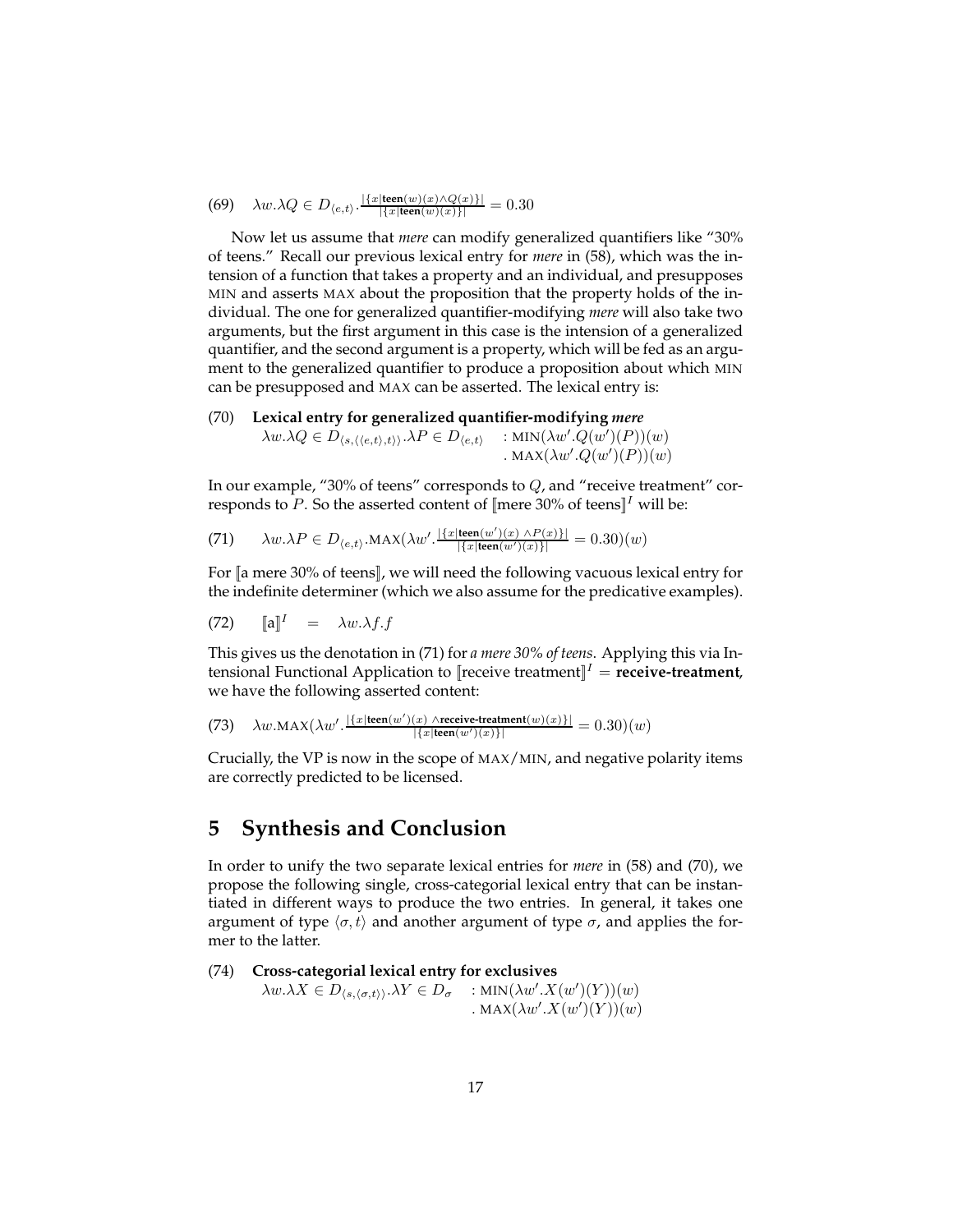(69) $\lambda w.\lambda Q \in D_{\langle e,t\rangle}.\frac{|\{x|\textbf{teen}(w)(x) \wedge Q(x)\}|}{|\{x|\textbf{teen}(w)(x)\}|} = 0.30$

Now let us assume that *mere* can modify generalized quantifiers like "30% of teens." Recall our previous lexical entry for *mere* in (58), which was the intension of a function that takes a property and an individual, and presupposes MIN and asserts MAX about the proposition that the property holds of the individual. The one for generalized quantifier-modifying *mere* will also take two arguments, but the first argument in this case is the intension of a generalized quantifier, and the second argument is a property, which will be fed as an argument to the generalized quantifier to produce a proposition about which MIN can be presupposed and MAX can be asserted. The lexical entry is:

(70) **Lexical entry for generalized quantifier-modifying *mere***

$$\lambda w.\lambda Q \in D_{\langle s,\langle\langle e,t\rangle,t\rangle\rangle}.\lambda P \in D_{\langle e,t\rangle} \quad : \text{MIN}(\lambda w'.Q(w')(P))(w) \;.\; \text{MAX}(\lambda w'.Q(w')(P))(w)$$

In our example, "30% of teens" corresponds to $Q$, and "receive treatment" corresponds to $P$. So the asserted content of $[\![\text{mere 30\% of teens}]\!]^I$ will be:

(71) $\lambda w.\lambda P \in D_{\langle e,t\rangle}.\text{MAX}(\lambda w'.\frac{|\{x|\textbf{teen}(w')(x) \wedge P(x)\}|}{|\{x|\textbf{teen}(w')(x)\}|} = 0.30)(w)$

For $[\![\text{a mere 30\% of teens}]\!]$, we will need the following vacuous lexical entry for the indefinite determiner (which we also assume for the predicative examples).

(72) $[\![\text{a}]\!]^I \;=\; \lambda w.\lambda f.f$

This gives us the denotation in (71) for *a mere 30% of teens*. Applying this via Intensional Functional Application to $[\![\text{receive treatment}]\!]^I = \textbf{receive-treatment}$, we have the following asserted content:

(73) $\lambda w.\text{MAX}(\lambda w'.\frac{|\{x|\textbf{teen}(w')(x) \wedge \textbf{receive-treatment}(w)(x)\}|}{|\{x|\textbf{teen}(w')(x)\}|} = 0.30)(w)$

Crucially, the VP is now in the scope of MAX/MIN, and negative polarity items are correctly predicted to be licensed.

## 5 Synthesis and Conclusion

In order to unify the two separate lexical entries for *mere* in (58) and (70), we propose the following single, cross-categorial lexical entry that can be instantiated in different ways to produce the two entries. In general, it takes one argument of type $\langle\sigma, t\rangle$ and another argument of type $\sigma$, and applies the former to the latter.

(74) **Cross-categorial lexical entry for exclusives**

$$\lambda w.\lambda X \in D_{\langle s,\langle\sigma,t\rangle\rangle}.\lambda Y \in D_{\sigma} \quad : \text{MIN}(\lambda w'.X(w')(Y))(w) \;.\; \text{MAX}(\lambda w'.X(w')(Y))(w)$$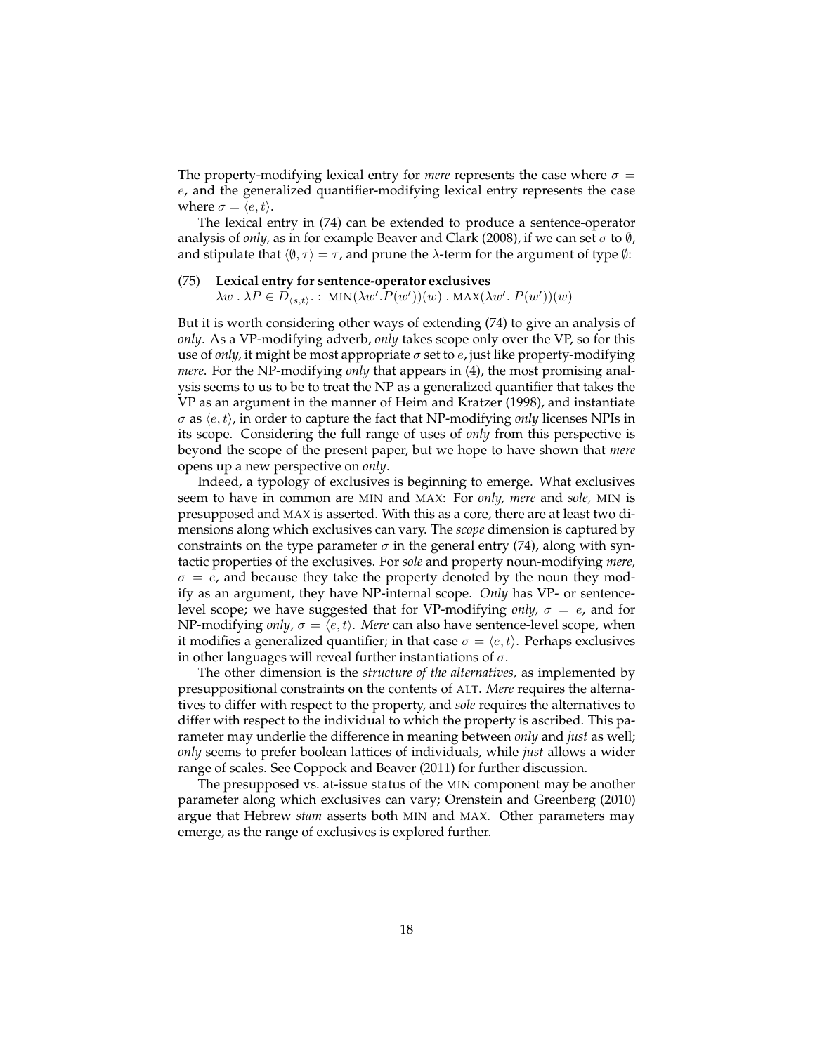The property-modifying lexical entry for *mere* represents the case where $\sigma = e$, and the generalized quantifier-modifying lexical entry represents the case where $\sigma = \langle e, t\rangle$.

The lexical entry in (74) can be extended to produce a sentence-operator analysis of *only,* as in for example Beaver and Clark (2008), if we can set $\sigma$ to $\emptyset$, and stipulate that $\langle \emptyset, \tau \rangle = \tau$, and prune the $\lambda$-term for the argument of type $\emptyset$:

(75) **Lexical entry for sentence-operator exclusives**
$\lambda w \, . \, \lambda P \in D_{\langle s,t\rangle} . : \text{MIN}(\lambda w'.P(w'))(w) \, . \, \text{MAX}(\lambda w'. \, P(w'))(w)$

But it is worth considering other ways of extending (74) to give an analysis of *only*. As a VP-modifying adverb, *only* takes scope only over the VP, so for this use of *only,* it might be most appropriate $\sigma$ set to $e$, just like property-modifying *mere*. For the NP-modifying *only* that appears in (4), the most promising analysis seems to us to be to treat the NP as a generalized quantifier that takes the VP as an argument in the manner of Heim and Kratzer (1998), and instantiate $\sigma$ as $\langle e, t\rangle$, in order to capture the fact that NP-modifying *only* licenses NPIs in its scope. Considering the full range of uses of *only* from this perspective is beyond the scope of the present paper, but we hope to have shown that *mere* opens up a new perspective on *only*.

Indeed, a typology of exclusives is beginning to emerge. What exclusives seem to have in common are MIN and MAX: For *only, mere* and *sole,* MIN is presupposed and MAX is asserted. With this as a core, there are at least two dimensions along which exclusives can vary. The *scope* dimension is captured by constraints on the type parameter $\sigma$ in the general entry (74), along with syntactic properties of the exclusives. For *sole* and property noun-modifying *mere,* $\sigma = e$, and because they take the property denoted by the noun they modify as an argument, they have NP-internal scope. *Only* has VP- or sentence-level scope; we have suggested that for VP-modifying *only,* $\sigma = e$, and for NP-modifying *only*, $\sigma = \langle e, t\rangle$. *Mere* can also have sentence-level scope, when it modifies a generalized quantifier; in that case $\sigma = \langle e, t\rangle$. Perhaps exclusives in other languages will reveal further instantiations of $\sigma$.

The other dimension is the *structure of the alternatives,* as implemented by presuppositional constraints on the contents of ALT. *Mere* requires the alternatives to differ with respect to the property, and *sole* requires the alternatives to differ with respect to the individual to which the property is ascribed. This parameter may underlie the difference in meaning between *only* and *just* as well; *only* seems to prefer boolean lattices of individuals, while *just* allows a wider range of scales. See Coppock and Beaver (2011) for further discussion.

The presupposed vs. at-issue status of the MIN component may be another parameter along which exclusives can vary; Orenstein and Greenberg (2010) argue that Hebrew *stam* asserts both MIN and MAX. Other parameters may emerge, as the range of exclusives is explored further.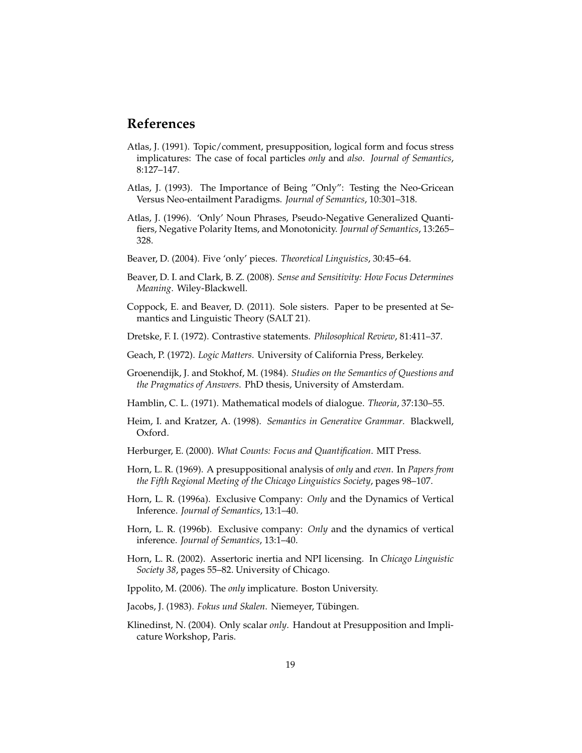## References

Atlas, J. (1991). Topic/comment, presupposition, logical form and focus stress implicatures: The case of focal particles *only* and *also*. *Journal of Semantics*, 8:127–147.

Atlas, J. (1993). The Importance of Being "Only": Testing the Neo-Gricean Versus Neo-entailment Paradigms. *Journal of Semantics*, 10:301–318.

Atlas, J. (1996). 'Only' Noun Phrases, Pseudo-Negative Generalized Quantifiers, Negative Polarity Items, and Monotonicity. *Journal of Semantics*, 13:265–328.

Beaver, D. (2004). Five 'only' pieces. *Theoretical Linguistics*, 30:45–64.

Beaver, D. I. and Clark, B. Z. (2008). *Sense and Sensitivity: How Focus Determines Meaning*. Wiley-Blackwell.

Coppock, E. and Beaver, D. (2011). Sole sisters. Paper to be presented at Semantics and Linguistic Theory (SALT 21).

Dretske, F. I. (1972). Contrastive statements. *Philosophical Review*, 81:411–37.

Geach, P. (1972). *Logic Matters*. University of California Press, Berkeley.

Groenendijk, J. and Stokhof, M. (1984). *Studies on the Semantics of Questions and the Pragmatics of Answers*. PhD thesis, University of Amsterdam.

Hamblin, C. L. (1971). Mathematical models of dialogue. *Theoria*, 37:130–55.

Heim, I. and Kratzer, A. (1998). *Semantics in Generative Grammar*. Blackwell, Oxford.

Herburger, E. (2000). *What Counts: Focus and Quantification*. MIT Press.

Horn, L. R. (1969). A presuppositional analysis of *only* and *even*. In *Papers from the Fifth Regional Meeting of the Chicago Linguistics Society*, pages 98–107.

Horn, L. R. (1996a). Exclusive Company: *Only* and the Dynamics of Vertical Inference. *Journal of Semantics*, 13:1–40.

Horn, L. R. (1996b). Exclusive company: *Only* and the dynamics of vertical inference. *Journal of Semantics*, 13:1–40.

Horn, L. R. (2002). Assertoric inertia and NPI licensing. In *Chicago Linguistic Society 38*, pages 55–82. University of Chicago.

Ippolito, M. (2006). The *only* implicature. Boston University.

Jacobs, J. (1983). *Fokus und Skalen*. Niemeyer, Tübingen.

Klinedinst, N. (2004). Only scalar *only*. Handout at Presupposition and Implicature Workshop, Paris.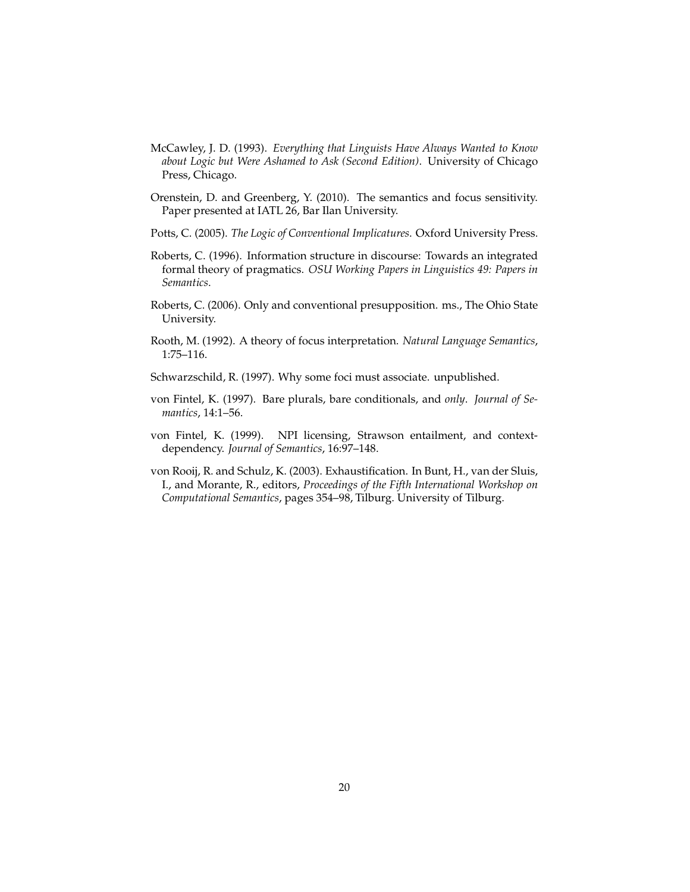McCawley, J. D. (1993). *Everything that Linguists Have Always Wanted to Know about Logic but Were Ashamed to Ask (Second Edition)*. University of Chicago Press, Chicago.

Orenstein, D. and Greenberg, Y. (2010). The semantics and focus sensitivity. Paper presented at IATL 26, Bar Ilan University.

Potts, C. (2005). *The Logic of Conventional Implicatures*. Oxford University Press.

Roberts, C. (1996). Information structure in discourse: Towards an integrated formal theory of pragmatics. *OSU Working Papers in Linguistics 49: Papers in Semantics*.

Roberts, C. (2006). Only and conventional presupposition. ms., The Ohio State University.

Rooth, M. (1992). A theory of focus interpretation. *Natural Language Semantics*, 1:75–116.

Schwarzschild, R. (1997). Why some foci must associate. unpublished.

von Fintel, K. (1997). Bare plurals, bare conditionals, and *only*. *Journal of Semantics*, 14:1–56.

von Fintel, K. (1999). NPI licensing, Strawson entailment, and context-dependency. *Journal of Semantics*, 16:97–148.

von Rooij, R. and Schulz, K. (2003). Exhaustification. In Bunt, H., van der Sluis, I., and Morante, R., editors, *Proceedings of the Fifth International Workshop on Computational Semantics*, pages 354–98, Tilburg. University of Tilburg.